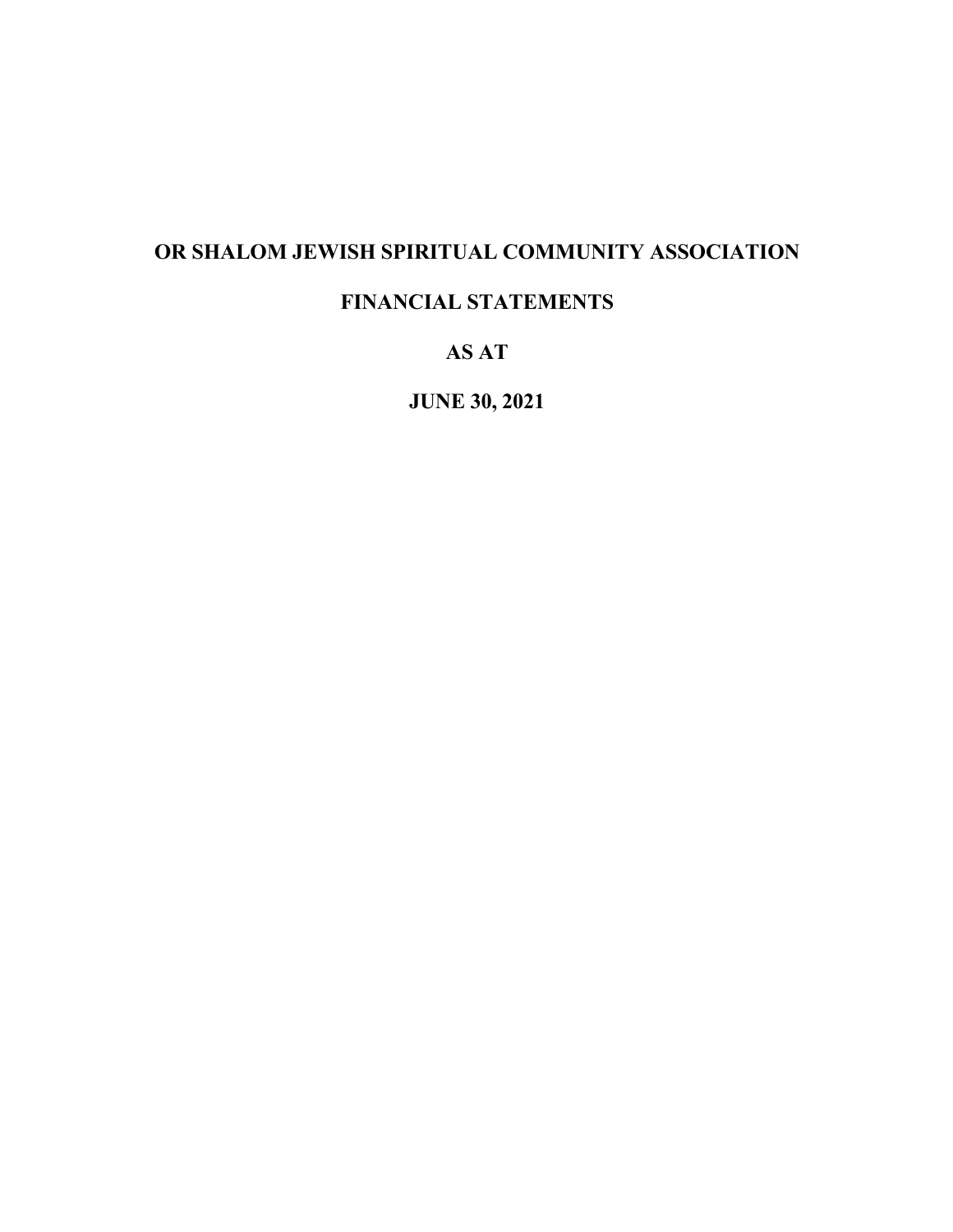# OR SHALOM JEWISH SPIRITUAL COMMUNITY ASSOCIATION

## FINANCIAL STATEMENTS

## AS AT

## JUNE 30, 2021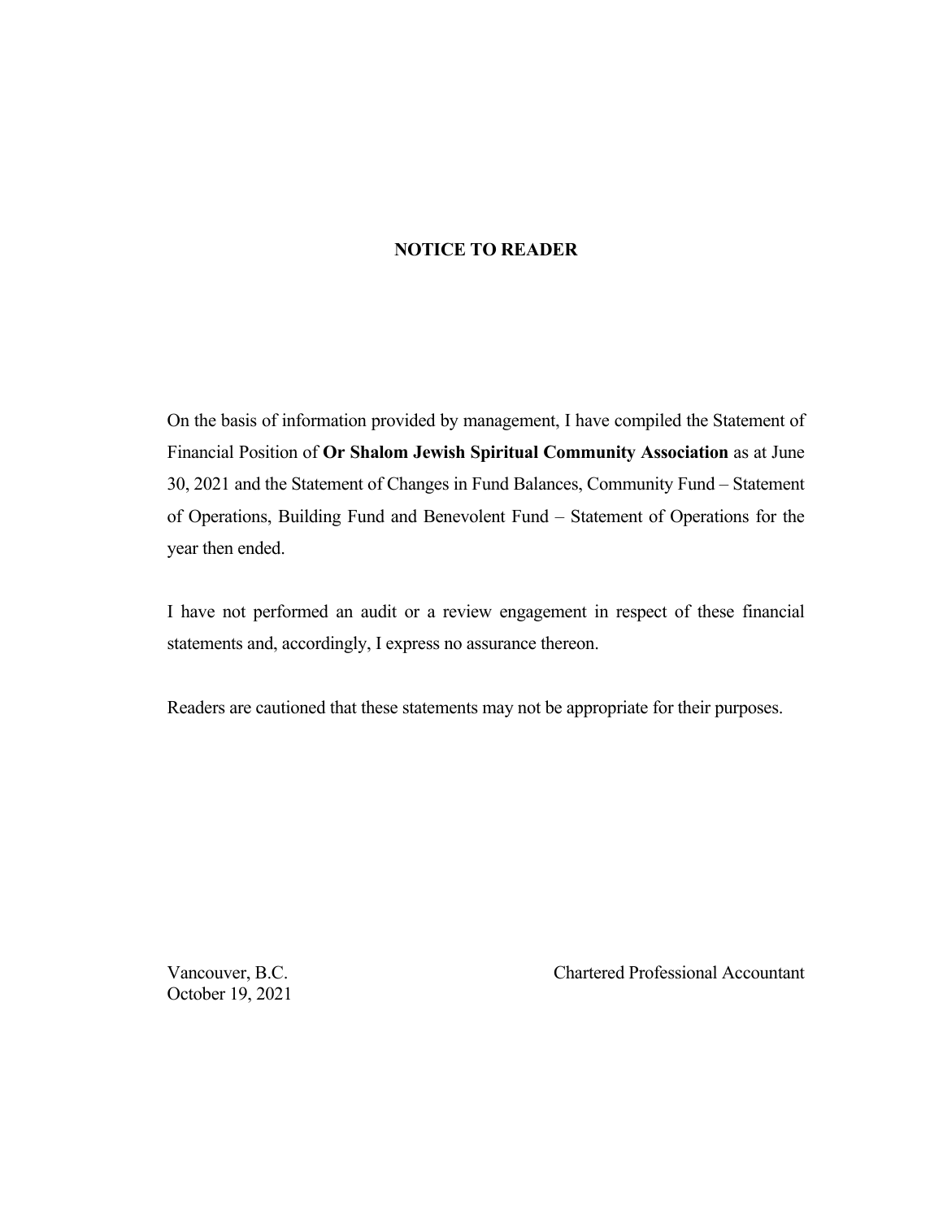# NOTICE TO READER

On the basis of information provided by management, I have compiled the Statement of Financial Position of **Or Shalom Jewish Spiritual Community Association** as at June 30, 2021 and the Statement of Changes in Fund Balances, Community Fund – Statement of Operations, Building Fund and Benevolent Fund – Statement of Operations for the year then ended.

I have not performed an audit or a review engagement in respect of these financial statements and, accordingly, I express no assurance thereon.

Readers are cautioned that these statements may not be appropriate for their purposes.

Vancouver, B.C.
October 19, 2021

Chartered Professional Accountant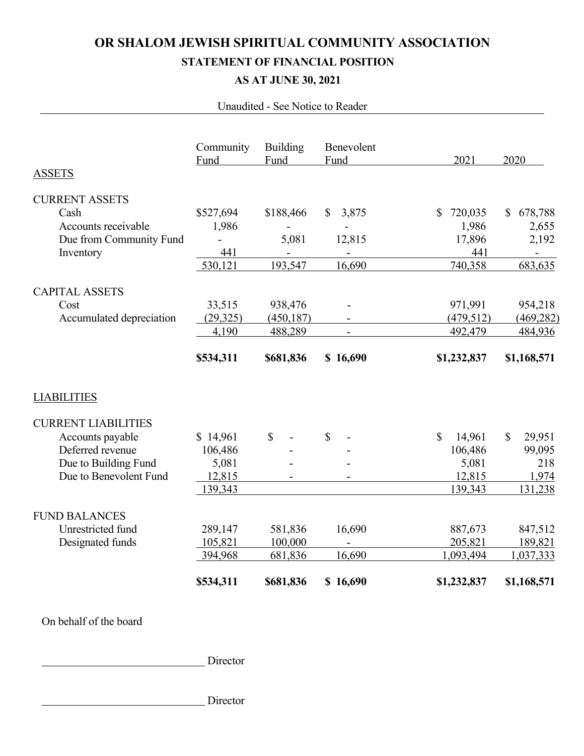# OR SHALOM JEWISH SPIRITUAL COMMUNITY ASSOCIATION

## STATEMENT OF FINANCIAL POSITION

## AS AT JUNE 30, 2021

Unaudited - See Notice to Reader

| | Community Fund | Building Fund | Benevolent Fund | 2021 | 2020 |
|---|---|---|---|---|---|
| ASSETS | | | | | |
| CURRENT ASSETS | | | | | |
| Cash | $527,694 | $188,466 | $ 3,875 | $ 720,035 | $ 678,788 |
| Accounts receivable | 1,986 | - | - | 1,986 | 2,655 |
| Due from Community Fund | - | 5,081 | 12,815 | 17,896 | 2,192 |
| Inventory | 441 | - | - | 441 | - |
| | 530,121 | 193,547 | 16,690 | 740,358 | 683,635 |
| CAPITAL ASSETS | | | | | |
| Cost | 33,515 | 938,476 | - | 971,991 | 954,218 |
| Accumulated depreciation | (29,325) | (450,187) | - | (479,512) | (469,282) |
| | 4,190 | 488,289 | - | 492,479 | 484,936 |
| | **$534,311** | **$681,836** | **$ 16,690** | **$1,232,837** | **$1,168,571** |
| LIABILITIES | | | | | |
| CURRENT LIABILITIES | | | | | |
| Accounts payable | $ 14,961 | $ - | $ - | $ 14,961 | $ 29,951 |
| Deferred revenue | 106,486 | - | - | 106,486 | 99,095 |
| Due to Building Fund | 5,081 | - | - | 5,081 | 218 |
| Due to Benevolent Fund | 12,815 | - | - | 12,815 | 1,974 |
| | 139,343 | | | 139,343 | 131,238 |
| FUND BALANCES | | | | | |
| Unrestricted fund | 289,147 | 581,836 | 16,690 | 887,673 | 847,512 |
| Designated funds | 105,821 | 100,000 | - | 205,821 | 189,821 |
| | 394,968 | 681,836 | 16,690 | 1,093,494 | 1,037,333 |
| | **$534,311** | **$681,836** | **$ 16,690** | **$1,232,837** | **$1,168,571** |

On behalf of the board

______________________________ Director

______________________________ Director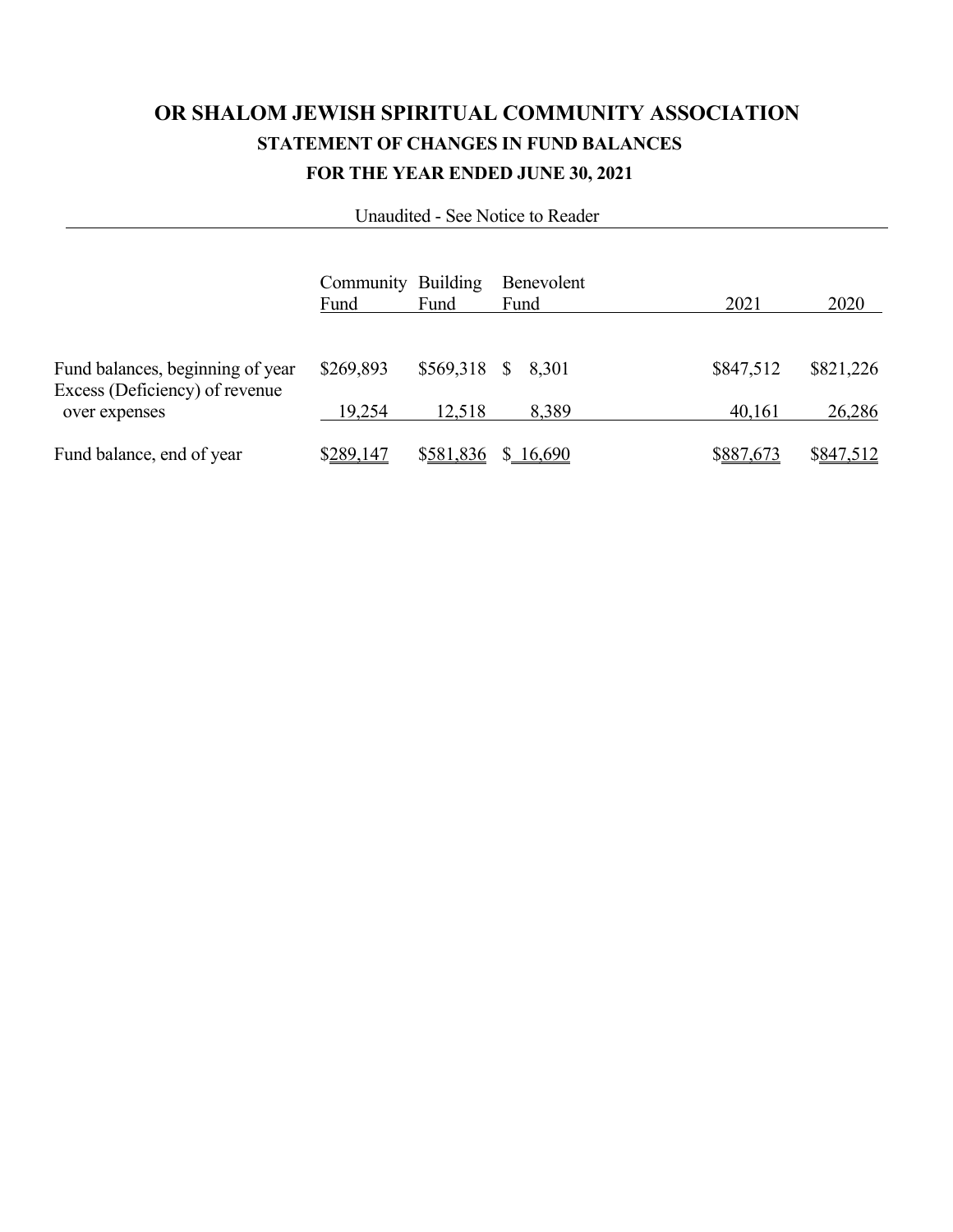# OR SHALOM JEWISH SPIRITUAL COMMUNITY ASSOCIATION

## STATEMENT OF CHANGES IN FUND BALANCES

## FOR THE YEAR ENDED JUNE 30, 2021

Unaudited - See Notice to Reader

| | Community Fund | Building Fund | Benevolent Fund | 2021 | 2020 |
|---|---|---|---|---|---|
| Fund balances, beginning of year | $269,893 | $569,318 | $ 8,301 | $847,512 | $821,226 |
| Excess (Deficiency) of revenue over expenses | 19,254 | 12,518 | 8,389 | 40,161 | 26,286 |
| Fund balance, end of year | $289,147 | $581,836 | $ 16,690 | $887,673 | $847,512 |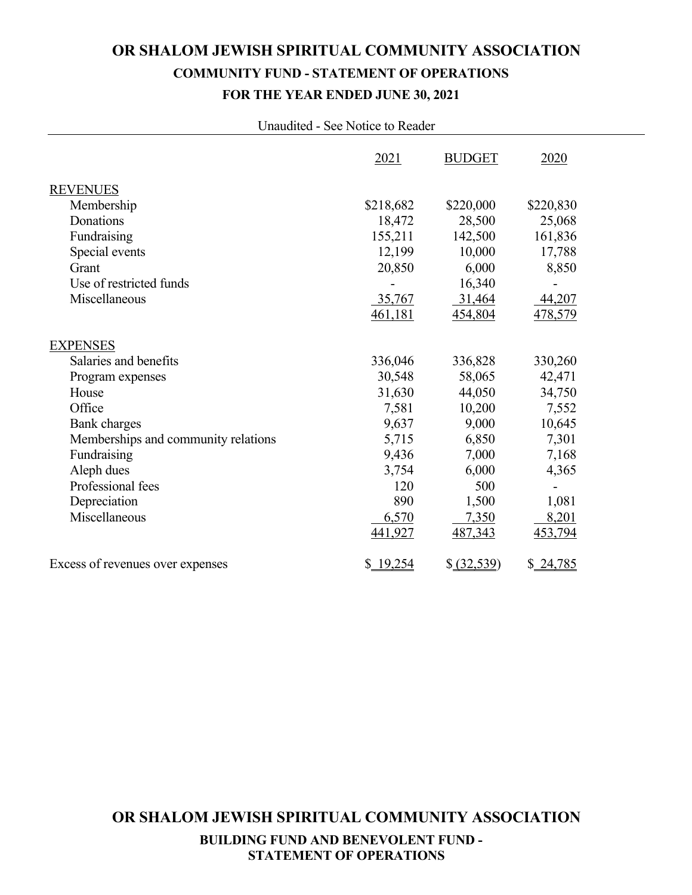# OR SHALOM JEWISH SPIRITUAL COMMUNITY ASSOCIATION

## COMMUNITY FUND - STATEMENT OF OPERATIONS

### FOR THE YEAR ENDED JUNE 30, 2021

Unaudited - See Notice to Reader

| | 2021 | BUDGET | 2020 |
|---|---|---|---|
| REVENUES | | | |
| Membership | $218,682 | $220,000 | $220,830 |
| Donations | 18,472 | 28,500 | 25,068 |
| Fundraising | 155,211 | 142,500 | 161,836 |
| Special events | 12,199 | 10,000 | 17,788 |
| Grant | 20,850 | 6,000 | 8,850 |
| Use of restricted funds | - | 16,340 | - |
| Miscellaneous | 35,767 | 31,464 | 44,207 |
| | 461,181 | 454,804 | 478,579 |
| EXPENSES | | | |
| Salaries and benefits | 336,046 | 336,828 | 330,260 |
| Program expenses | 30,548 | 58,065 | 42,471 |
| House | 31,630 | 44,050 | 34,750 |
| Office | 7,581 | 10,200 | 7,552 |
| Bank charges | 9,637 | 9,000 | 10,645 |
| Memberships and community relations | 5,715 | 6,850 | 7,301 |
| Fundraising | 9,436 | 7,000 | 7,168 |
| Aleph dues | 3,754 | 6,000 | 4,365 |
| Professional fees | 120 | 500 | - |
| Depreciation | 890 | 1,500 | 1,081 |
| Miscellaneous | 6,570 | 7,350 | 8,201 |
| | 441,927 | 487,343 | 453,794 |
| Excess of revenues over expenses | $ 19,254 | $ (32,539) | $ 24,785 |

# OR SHALOM JEWISH SPIRITUAL COMMUNITY ASSOCIATION

## BUILDING FUND AND BENEVOLENT FUND - STATEMENT OF OPERATIONS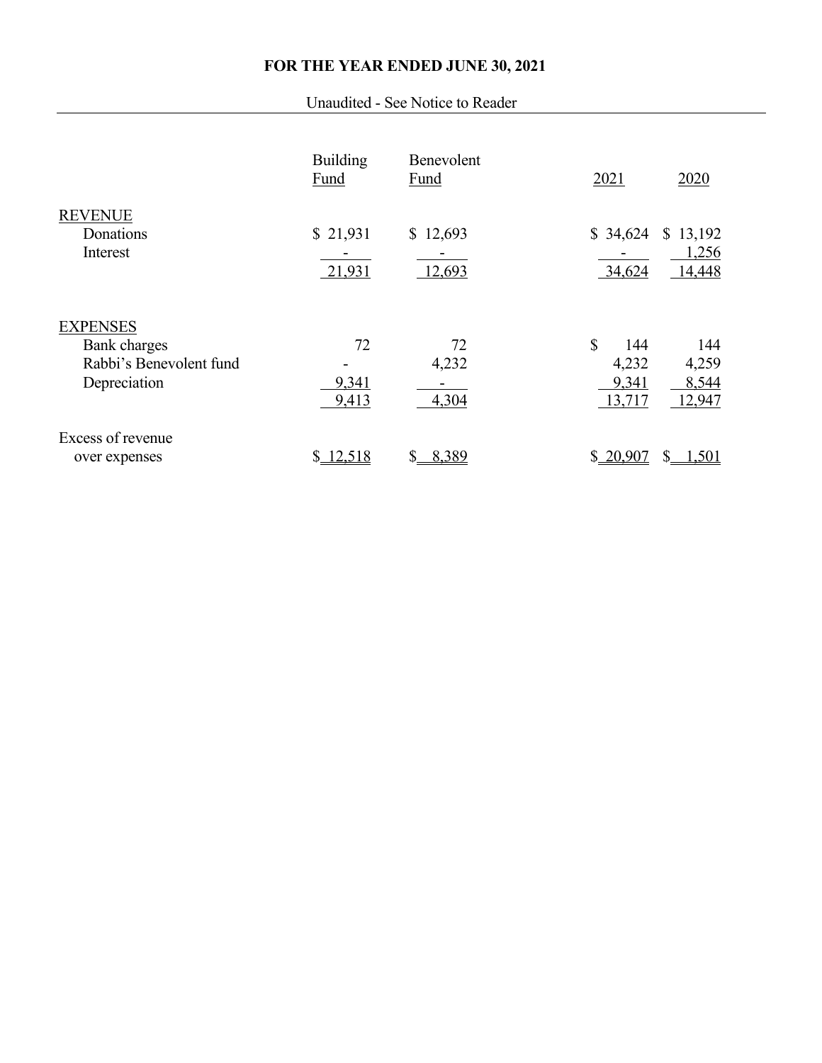# FOR THE YEAR ENDED JUNE 30, 2021

Unaudited - See Notice to Reader

| | Building Fund | Benevolent Fund | 2021 | 2020 |
|---|---|---|---|---|
| **REVENUE** | | | | |
| Donations | $ 21,931 | $ 12,693 | $ 34,624 | $ 13,192 |
| Interest | - | - | - | 1,256 |
| | 21,931 | 12,693 | 34,624 | 14,448 |
| **EXPENSES** | | | | |
| Bank charges | 72 | 72 | $ 144 | 144 |
| Rabbi's Benevolent fund | - | 4,232 | 4,232 | 4,259 |
| Depreciation | 9,341 | - | 9,341 | 8,544 |
| | 9,413 | 4,304 | 13,717 | 12,947 |
| Excess of revenue over expenses | $ 12,518 | $ 8,389 | $ 20,907 | $ 1,501 |